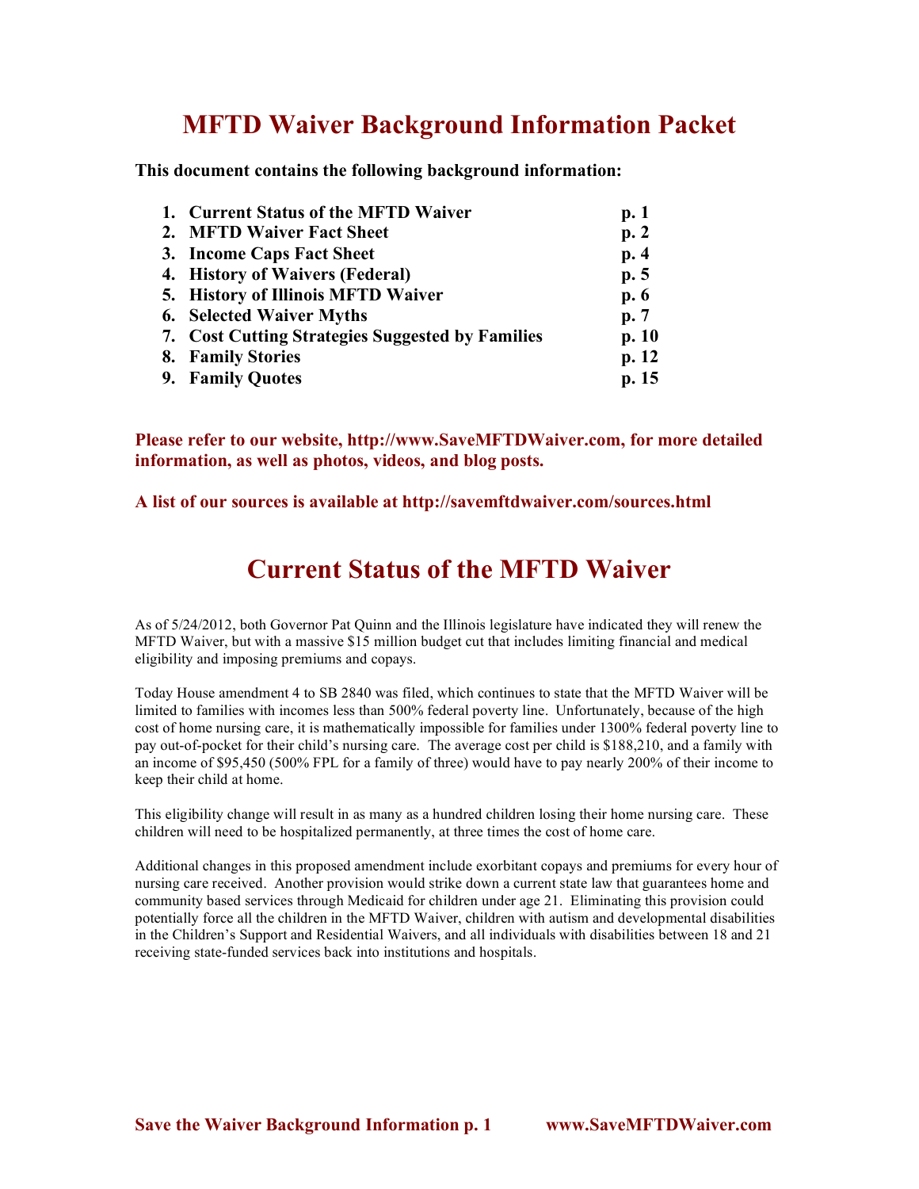# MFTD Waiver Background Information Packet

**This document contains the following background information:**

1. **Current Status of the MFTD Waiver** **p. 1**
2. **MFTD Waiver Fact Sheet** **p. 2**
3. **Income Caps Fact Sheet** **p. 4**
4. **History of Waivers (Federal)** **p. 5**
5. **History of Illinois MFTD Waiver** **p. 6**
6. **Selected Waiver Myths** **p. 7**
7. **Cost Cutting Strategies Suggested by Families** **p. 10**
8. **Family Stories** **p. 12**
9. **Family Quotes** **p. 15**

**Please refer to our website, http://www.SaveMFTDWaiver.com, for more detailed information, as well as photos, videos, and blog posts.**

**A list of our sources is available at http://savemftdwaiver.com/sources.html**

# Current Status of the MFTD Waiver

As of 5/24/2012, both Governor Pat Quinn and the Illinois legislature have indicated they will renew the MFTD Waiver, but with a massive $15 million budget cut that includes limiting financial and medical eligibility and imposing premiums and copays.

Today House amendment 4 to SB 2840 was filed, which continues to state that the MFTD Waiver will be limited to families with incomes less than 500% federal poverty line. Unfortunately, because of the high cost of home nursing care, it is mathematically impossible for families under 1300% federal poverty line to pay out-of-pocket for their child's nursing care. The average cost per child is $188,210, and a family with an income of $95,450 (500% FPL for a family of three) would have to pay nearly 200% of their income to keep their child at home.

This eligibility change will result in as many as a hundred children losing their home nursing care. These children will need to be hospitalized permanently, at three times the cost of home care.

Additional changes in this proposed amendment include exorbitant copays and premiums for every hour of nursing care received. Another provision would strike down a current state law that guarantees home and community based services through Medicaid for children under age 21. Eliminating this provision could potentially force all the children in the MFTD Waiver, children with autism and developmental disabilities in the Children's Support and Residential Waivers, and all individuals with disabilities between 18 and 21 receiving state-funded services back into institutions and hospitals.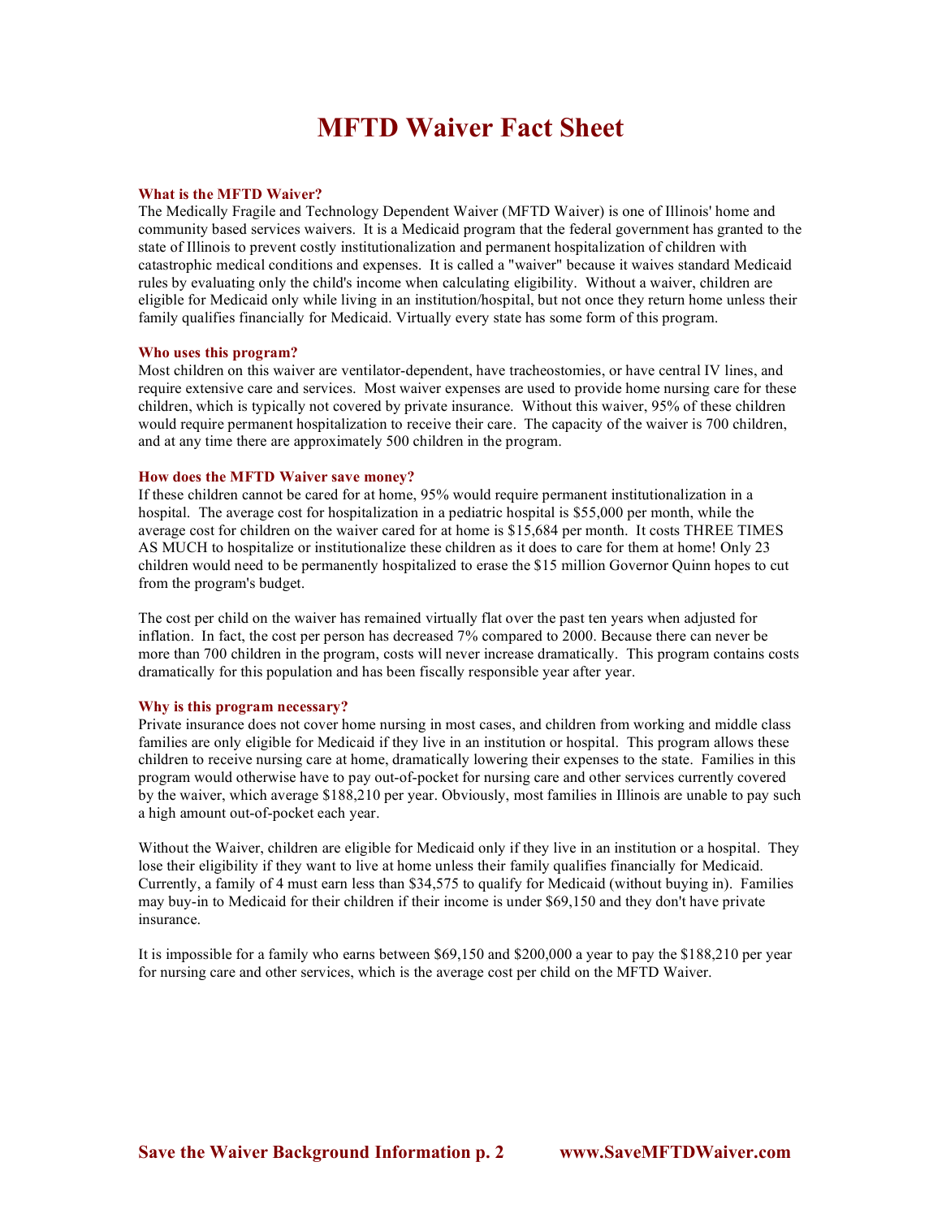# MFTD Waiver Fact Sheet

### What is the MFTD Waiver?

The Medically Fragile and Technology Dependent Waiver (MFTD Waiver) is one of Illinois' home and community based services waivers. It is a Medicaid program that the federal government has granted to the state of Illinois to prevent costly institutionalization and permanent hospitalization of children with catastrophic medical conditions and expenses. It is called a "waiver" because it waives standard Medicaid rules by evaluating only the child's income when calculating eligibility. Without a waiver, children are eligible for Medicaid only while living in an institution/hospital, but not once they return home unless their family qualifies financially for Medicaid. Virtually every state has some form of this program.

### Who uses this program?

Most children on this waiver are ventilator-dependent, have tracheostomies, or have central IV lines, and require extensive care and services. Most waiver expenses are used to provide home nursing care for these children, which is typically not covered by private insurance. Without this waiver, 95% of these children would require permanent hospitalization to receive their care. The capacity of the waiver is 700 children, and at any time there are approximately 500 children in the program.

### How does the MFTD Waiver save money?

If these children cannot be cared for at home, 95% would require permanent institutionalization in a hospital. The average cost for hospitalization in a pediatric hospital is $55,000 per month, while the average cost for children on the waiver cared for at home is $15,684 per month. It costs THREE TIMES AS MUCH to hospitalize or institutionalize these children as it does to care for them at home! Only 23 children would need to be permanently hospitalized to erase the $15 million Governor Quinn hopes to cut from the program's budget.

The cost per child on the waiver has remained virtually flat over the past ten years when adjusted for inflation. In fact, the cost per person has decreased 7% compared to 2000. Because there can never be more than 700 children in the program, costs will never increase dramatically. This program contains costs dramatically for this population and has been fiscally responsible year after year.

### Why is this program necessary?

Private insurance does not cover home nursing in most cases, and children from working and middle class families are only eligible for Medicaid if they live in an institution or hospital. This program allows these children to receive nursing care at home, dramatically lowering their expenses to the state. Families in this program would otherwise have to pay out-of-pocket for nursing care and other services currently covered by the waiver, which average $188,210 per year. Obviously, most families in Illinois are unable to pay such a high amount out-of-pocket each year.

Without the Waiver, children are eligible for Medicaid only if they live in an institution or a hospital. They lose their eligibility if they want to live at home unless their family qualifies financially for Medicaid. Currently, a family of 4 must earn less than $34,575 to qualify for Medicaid (without buying in). Families may buy-in to Medicaid for their children if their income is under $69,150 and they don't have private insurance.

It is impossible for a family who earns between $69,150 and $200,000 a year to pay the $188,210 per year for nursing care and other services, which is the average cost per child on the MFTD Waiver.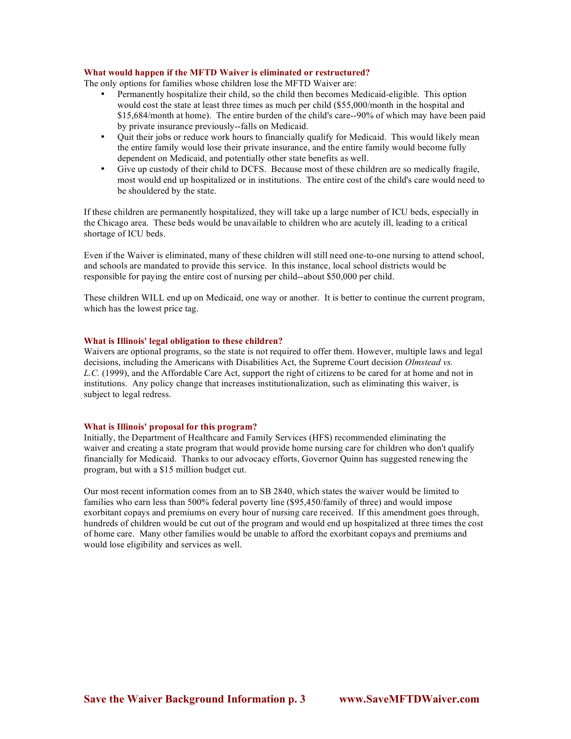### What would happen if the MFTD Waiver is eliminated or restructured?

The only options for families whose children lose the MFTD Waiver are:

- Permanently hospitalize their child, so the child then becomes Medicaid-eligible. This option would cost the state at least three times as much per child ($55,000/month in the hospital and $15,684/month at home). The entire burden of the child's care--90% of which may have been paid by private insurance previously--falls on Medicaid.
- Quit their jobs or reduce work hours to financially qualify for Medicaid. This would likely mean the entire family would lose their private insurance, and the entire family would become fully dependent on Medicaid, and potentially other state benefits as well.
- Give up custody of their child to DCFS. Because most of these children are so medically fragile, most would end up hospitalized or in institutions. The entire cost of the child's care would need to be shouldered by the state.

If these children are permanently hospitalized, they will take up a large number of ICU beds, especially in the Chicago area. These beds would be unavailable to children who are acutely ill, leading to a critical shortage of ICU beds.

Even if the Waiver is eliminated, many of these children will still need one-to-one nursing to attend school, and schools are mandated to provide this service. In this instance, local school districts would be responsible for paying the entire cost of nursing per child--about $50,000 per child.

These children WILL end up on Medicaid, one way or another. It is better to continue the current program, which has the lowest price tag.

### What is Illinois' legal obligation to these children?

Waivers are optional programs, so the state is not required to offer them. However, multiple laws and legal decisions, including the Americans with Disabilities Act, the Supreme Court decision *Olmstead vs. L.C.* (1999), and the Affordable Care Act, support the right of citizens to be cared for at home and not in institutions. Any policy change that increases institutionalization, such as eliminating this waiver, is subject to legal redress.

### What is Illinois' proposal for this program?

Initially, the Department of Healthcare and Family Services (HFS) recommended eliminating the waiver and creating a state program that would provide home nursing care for children who don't qualify financially for Medicaid. Thanks to our advocacy efforts, Governor Quinn has suggested renewing the program, but with a $15 million budget cut.

Our most recent information comes from an to SB 2840, which states the waiver would be limited to families who earn less than 500% federal poverty line ($95,450/family of three) and would impose exorbitant copays and premiums on every hour of nursing care received. If this amendment goes through, hundreds of children would be cut out of the program and would end up hospitalized at three times the cost of home care. Many other families would be unable to afford the exorbitant copays and premiums and would lose eligibility and services as well.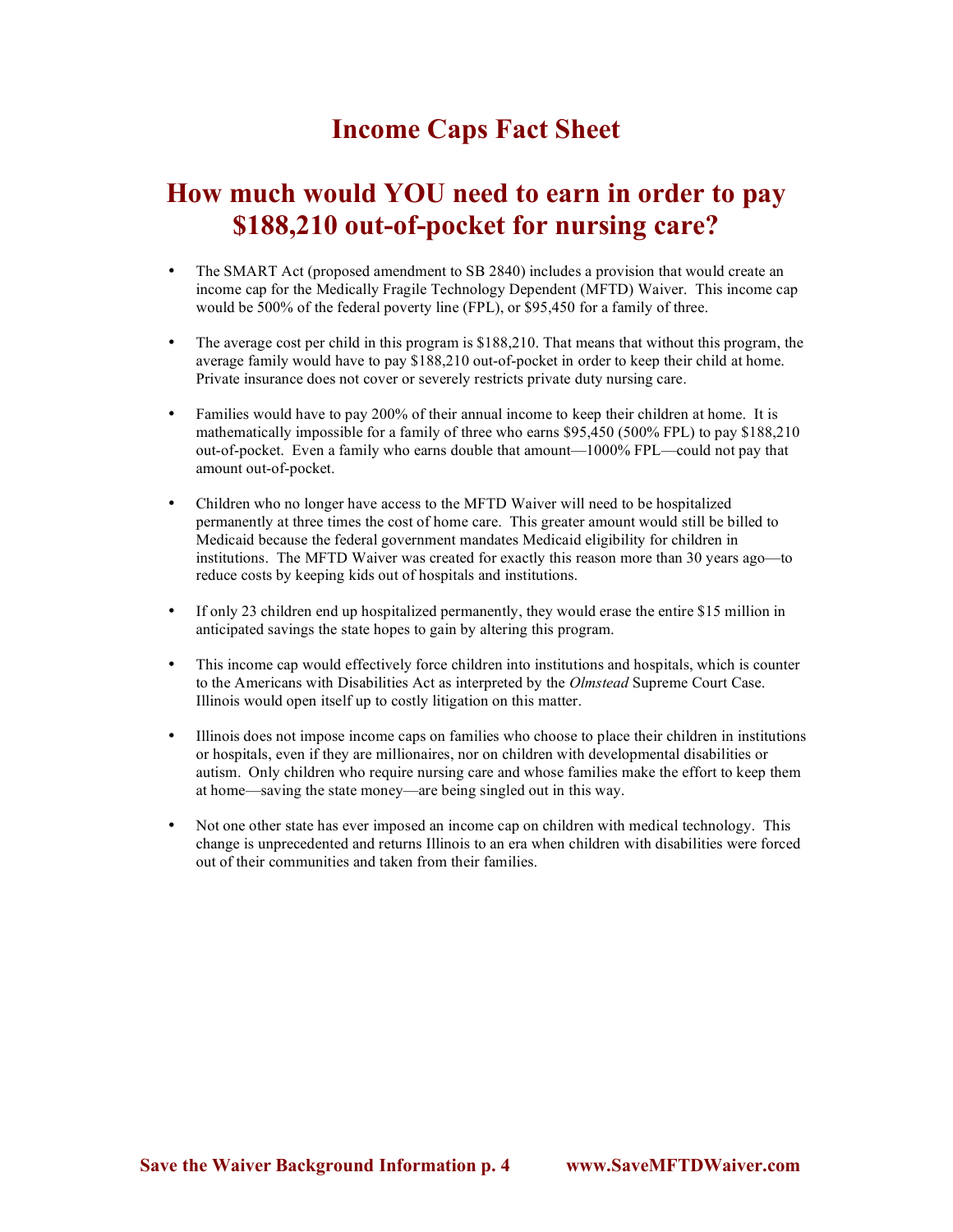# Income Caps Fact Sheet

## How much would YOU need to earn in order to pay $188,210 out-of-pocket for nursing care?

- The SMART Act (proposed amendment to SB 2840) includes a provision that would create an income cap for the Medically Fragile Technology Dependent (MFTD) Waiver. This income cap would be 500% of the federal poverty line (FPL), or $95,450 for a family of three.
- The average cost per child in this program is $188,210. That means that without this program, the average family would have to pay $188,210 out-of-pocket in order to keep their child at home. Private insurance does not cover or severely restricts private duty nursing care.
- Families would have to pay 200% of their annual income to keep their children at home. It is mathematically impossible for a family of three who earns $95,450 (500% FPL) to pay $188,210 out-of-pocket. Even a family who earns double that amount—1000% FPL—could not pay that amount out-of-pocket.
- Children who no longer have access to the MFTD Waiver will need to be hospitalized permanently at three times the cost of home care. This greater amount would still be billed to Medicaid because the federal government mandates Medicaid eligibility for children in institutions. The MFTD Waiver was created for exactly this reason more than 30 years ago—to reduce costs by keeping kids out of hospitals and institutions.
- If only 23 children end up hospitalized permanently, they would erase the entire $15 million in anticipated savings the state hopes to gain by altering this program.
- This income cap would effectively force children into institutions and hospitals, which is counter to the Americans with Disabilities Act as interpreted by the *Olmstead* Supreme Court Case. Illinois would open itself up to costly litigation on this matter.
- Illinois does not impose income caps on families who choose to place their children in institutions or hospitals, even if they are millionaires, nor on children with developmental disabilities or autism. Only children who require nursing care and whose families make the effort to keep them at home—saving the state money—are being singled out in this way.
- Not one other state has ever imposed an income cap on children with medical technology. This change is unprecedented and returns Illinois to an era when children with disabilities were forced out of their communities and taken from their families.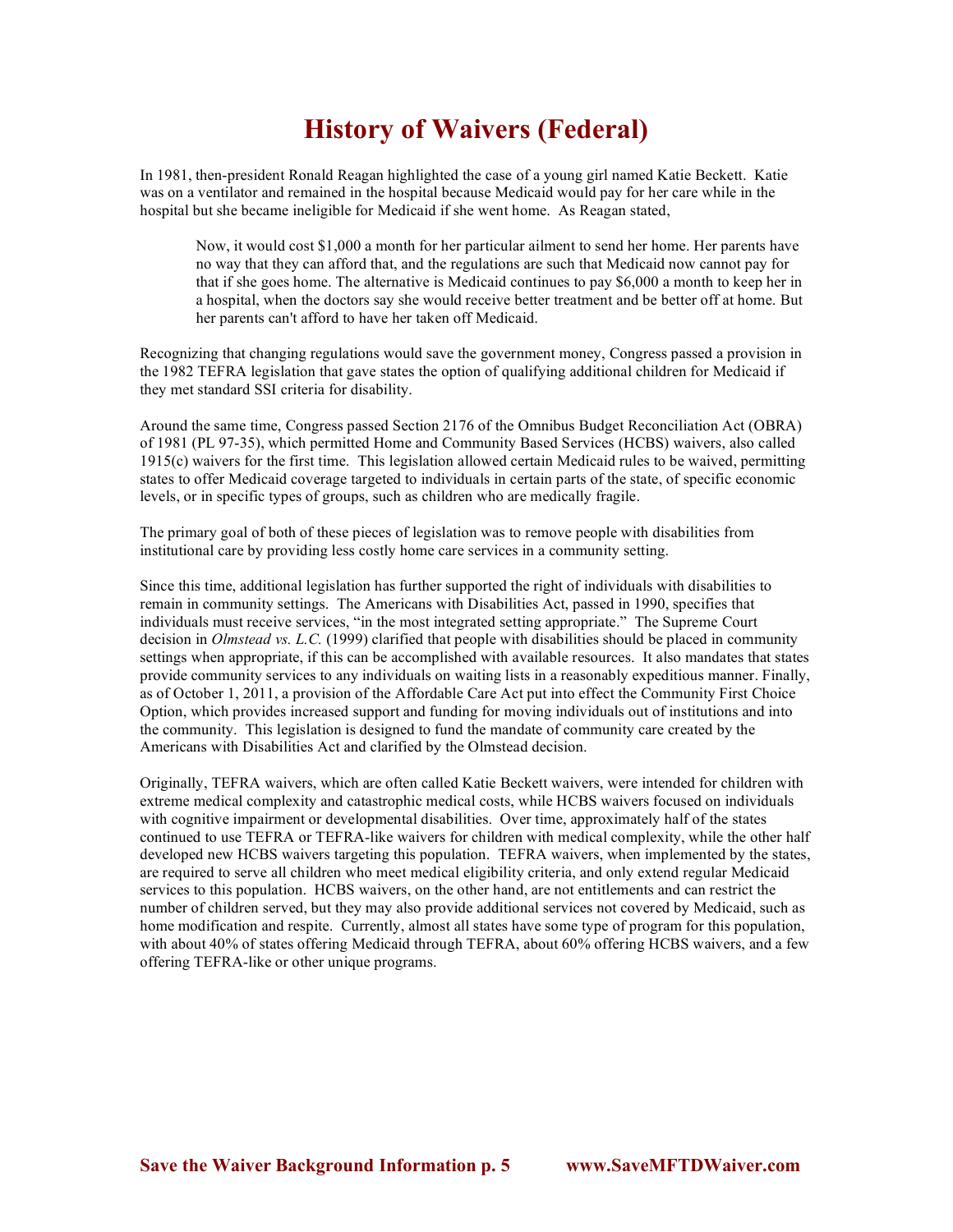# History of Waivers (Federal)

In 1981, then-president Ronald Reagan highlighted the case of a young girl named Katie Beckett. Katie was on a ventilator and remained in the hospital because Medicaid would pay for her care while in the hospital but she became ineligible for Medicaid if she went home. As Reagan stated,

> Now, it would cost $1,000 a month for her particular ailment to send her home. Her parents have no way that they can afford that, and the regulations are such that Medicaid now cannot pay for that if she goes home. The alternative is Medicaid continues to pay $6,000 a month to keep her in a hospital, when the doctors say she would receive better treatment and be better off at home. But her parents can't afford to have her taken off Medicaid.

Recognizing that changing regulations would save the government money, Congress passed a provision in the 1982 TEFRA legislation that gave states the option of qualifying additional children for Medicaid if they met standard SSI criteria for disability.

Around the same time, Congress passed Section 2176 of the Omnibus Budget Reconciliation Act (OBRA) of 1981 (PL 97-35), which permitted Home and Community Based Services (HCBS) waivers, also called 1915(c) waivers for the first time. This legislation allowed certain Medicaid rules to be waived, permitting states to offer Medicaid coverage targeted to individuals in certain parts of the state, of specific economic levels, or in specific types of groups, such as children who are medically fragile.

The primary goal of both of these pieces of legislation was to remove people with disabilities from institutional care by providing less costly home care services in a community setting.

Since this time, additional legislation has further supported the right of individuals with disabilities to remain in community settings. The Americans with Disabilities Act, passed in 1990, specifies that individuals must receive services, "in the most integrated setting appropriate." The Supreme Court decision in *Olmstead vs. L.C.* (1999) clarified that people with disabilities should be placed in community settings when appropriate, if this can be accomplished with available resources. It also mandates that states provide community services to any individuals on waiting lists in a reasonably expeditious manner. Finally, as of October 1, 2011, a provision of the Affordable Care Act put into effect the Community First Choice Option, which provides increased support and funding for moving individuals out of institutions and into the community. This legislation is designed to fund the mandate of community care created by the Americans with Disabilities Act and clarified by the Olmstead decision.

Originally, TEFRA waivers, which are often called Katie Beckett waivers, were intended for children with extreme medical complexity and catastrophic medical costs, while HCBS waivers focused on individuals with cognitive impairment or developmental disabilities. Over time, approximately half of the states continued to use TEFRA or TEFRA-like waivers for children with medical complexity, while the other half developed new HCBS waivers targeting this population. TEFRA waivers, when implemented by the states, are required to serve all children who meet medical eligibility criteria, and only extend regular Medicaid services to this population. HCBS waivers, on the other hand, are not entitlements and can restrict the number of children served, but they may also provide additional services not covered by Medicaid, such as home modification and respite. Currently, almost all states have some type of program for this population, with about 40% of states offering Medicaid through TEFRA, about 60% offering HCBS waivers, and a few offering TEFRA-like or other unique programs.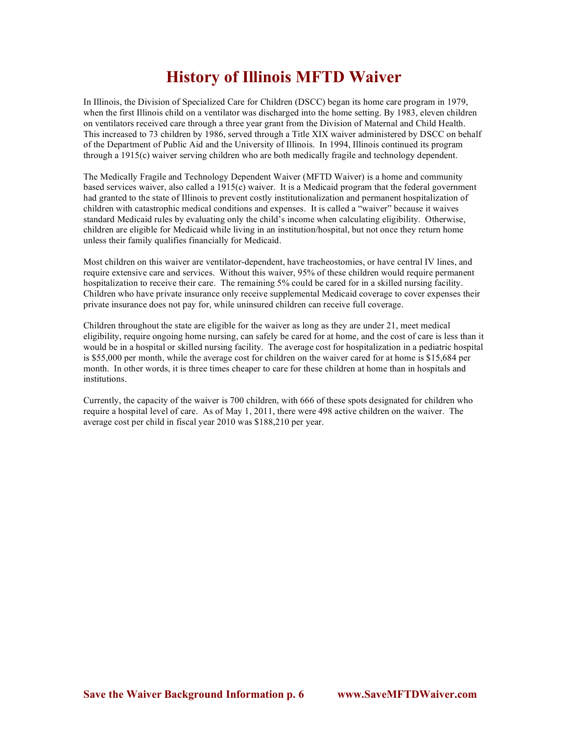# History of Illinois MFTD Waiver

In Illinois, the Division of Specialized Care for Children (DSCC) began its home care program in 1979, when the first Illinois child on a ventilator was discharged into the home setting. By 1983, eleven children on ventilators received care through a three year grant from the Division of Maternal and Child Health. This increased to 73 children by 1986, served through a Title XIX waiver administered by DSCC on behalf of the Department of Public Aid and the University of Illinois. In 1994, Illinois continued its program through a 1915(c) waiver serving children who are both medically fragile and technology dependent.

The Medically Fragile and Technology Dependent Waiver (MFTD Waiver) is a home and community based services waiver, also called a 1915(c) waiver. It is a Medicaid program that the federal government had granted to the state of Illinois to prevent costly institutionalization and permanent hospitalization of children with catastrophic medical conditions and expenses. It is called a "waiver" because it waives standard Medicaid rules by evaluating only the child's income when calculating eligibility. Otherwise, children are eligible for Medicaid while living in an institution/hospital, but not once they return home unless their family qualifies financially for Medicaid.

Most children on this waiver are ventilator-dependent, have tracheostomies, or have central IV lines, and require extensive care and services. Without this waiver, 95% of these children would require permanent hospitalization to receive their care. The remaining 5% could be cared for in a skilled nursing facility. Children who have private insurance only receive supplemental Medicaid coverage to cover expenses their private insurance does not pay for, while uninsured children can receive full coverage.

Children throughout the state are eligible for the waiver as long as they are under 21, meet medical eligibility, require ongoing home nursing, can safely be cared for at home, and the cost of care is less than it would be in a hospital or skilled nursing facility. The average cost for hospitalization in a pediatric hospital is $55,000 per month, while the average cost for children on the waiver cared for at home is $15,684 per month. In other words, it is three times cheaper to care for these children at home than in hospitals and institutions.

Currently, the capacity of the waiver is 700 children, with 666 of these spots designated for children who require a hospital level of care. As of May 1, 2011, there were 498 active children on the waiver. The average cost per child in fiscal year 2010 was $188,210 per year.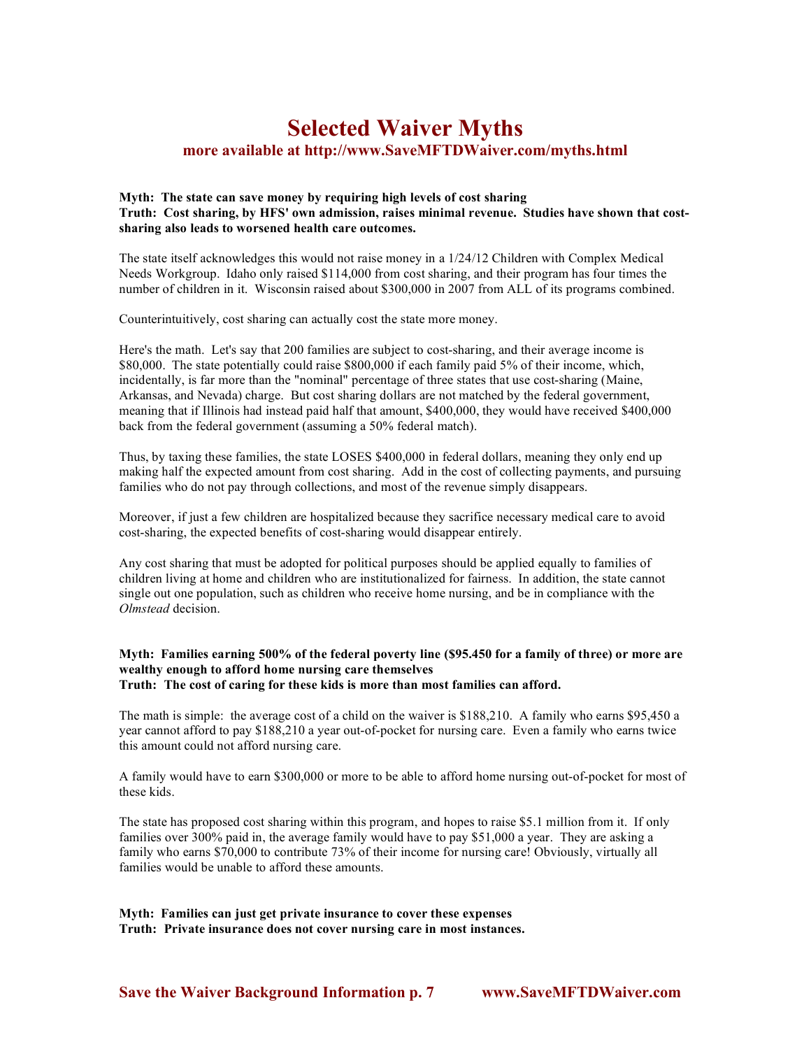# Selected Waiver Myths

## more available at http://www.SaveMFTDWaiver.com/myths.html

**Myth: The state can save money by requiring high levels of cost sharing**
**Truth: Cost sharing, by HFS' own admission, raises minimal revenue. Studies have shown that cost-sharing also leads to worsened health care outcomes.**

The state itself acknowledges this would not raise money in a 1/24/12 Children with Complex Medical Needs Workgroup. Idaho only raised $114,000 from cost sharing, and their program has four times the number of children in it. Wisconsin raised about $300,000 in 2007 from ALL of its programs combined.

Counterintuitively, cost sharing can actually cost the state more money.

Here's the math. Let's say that 200 families are subject to cost-sharing, and their average income is $80,000. The state potentially could raise $800,000 if each family paid 5% of their income, which, incidentally, is far more than the "nominal" percentage of three states that use cost-sharing (Maine, Arkansas, and Nevada) charge. But cost sharing dollars are not matched by the federal government, meaning that if Illinois had instead paid half that amount, $400,000, they would have received $400,000 back from the federal government (assuming a 50% federal match).

Thus, by taxing these families, the state LOSES $400,000 in federal dollars, meaning they only end up making half the expected amount from cost sharing. Add in the cost of collecting payments, and pursuing families who do not pay through collections, and most of the revenue simply disappears.

Moreover, if just a few children are hospitalized because they sacrifice necessary medical care to avoid cost-sharing, the expected benefits of cost-sharing would disappear entirely.

Any cost sharing that must be adopted for political purposes should be applied equally to families of children living at home and children who are institutionalized for fairness. In addition, the state cannot single out one population, such as children who receive home nursing, and be in compliance with the *Olmstead* decision.

**Myth: Families earning 500% of the federal poverty line ($95.450 for a family of three) or more are wealthy enough to afford home nursing care themselves**
**Truth: The cost of caring for these kids is more than most families can afford.**

The math is simple: the average cost of a child on the waiver is $188,210. A family who earns $95,450 a year cannot afford to pay $188,210 a year out-of-pocket for nursing care. Even a family who earns twice this amount could not afford nursing care.

A family would have to earn $300,000 or more to be able to afford home nursing out-of-pocket for most of these kids.

The state has proposed cost sharing within this program, and hopes to raise $5.1 million from it. If only families over 300% paid in, the average family would have to pay $51,000 a year. They are asking a family who earns $70,000 to contribute 73% of their income for nursing care! Obviously, virtually all families would be unable to afford these amounts.

**Myth: Families can just get private insurance to cover these expenses**
**Truth: Private insurance does not cover nursing care in most instances.**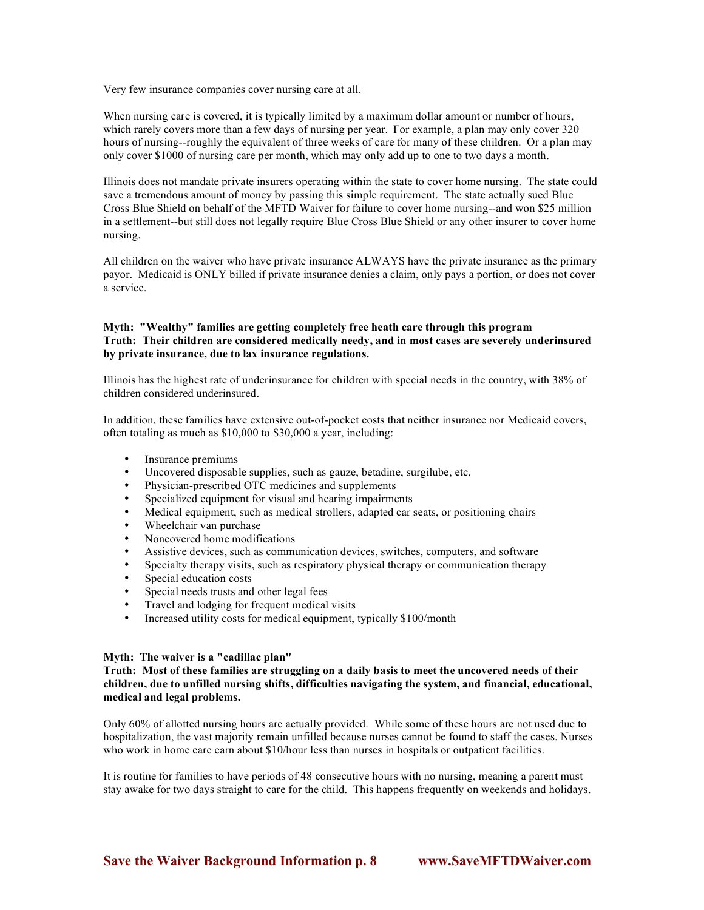Very few insurance companies cover nursing care at all.

When nursing care is covered, it is typically limited by a maximum dollar amount or number of hours, which rarely covers more than a few days of nursing per year. For example, a plan may only cover 320 hours of nursing--roughly the equivalent of three weeks of care for many of these children. Or a plan may only cover $1000 of nursing care per month, which may only add up to one to two days a month.

Illinois does not mandate private insurers operating within the state to cover home nursing. The state could save a tremendous amount of money by passing this simple requirement. The state actually sued Blue Cross Blue Shield on behalf of the MFTD Waiver for failure to cover home nursing--and won $25 million in a settlement--but still does not legally require Blue Cross Blue Shield or any other insurer to cover home nursing.

All children on the waiver who have private insurance ALWAYS have the private insurance as the primary payor. Medicaid is ONLY billed if private insurance denies a claim, only pays a portion, or does not cover a service.

**Myth: "Wealthy" families are getting completely free heath care through this program**
**Truth: Their children are considered medically needy, and in most cases are severely underinsured by private insurance, due to lax insurance regulations.**

Illinois has the highest rate of underinsurance for children with special needs in the country, with 38% of children considered underinsured.

In addition, these families have extensive out-of-pocket costs that neither insurance nor Medicaid covers, often totaling as much as $10,000 to $30,000 a year, including:

- Insurance premiums
- Uncovered disposable supplies, such as gauze, betadine, surgilube, etc.
- Physician-prescribed OTC medicines and supplements
- Specialized equipment for visual and hearing impairments
- Medical equipment, such as medical strollers, adapted car seats, or positioning chairs
- Wheelchair van purchase
- Noncovered home modifications
- Assistive devices, such as communication devices, switches, computers, and software
- Specialty therapy visits, such as respiratory physical therapy or communication therapy
- Special education costs
- Special needs trusts and other legal fees
- Travel and lodging for frequent medical visits
- Increased utility costs for medical equipment, typically $100/month

**Myth: The waiver is a "cadillac plan"**
**Truth: Most of these families are struggling on a daily basis to meet the uncovered needs of their children, due to unfilled nursing shifts, difficulties navigating the system, and financial, educational, medical and legal problems.**

Only 60% of allotted nursing hours are actually provided. While some of these hours are not used due to hospitalization, the vast majority remain unfilled because nurses cannot be found to staff the cases. Nurses who work in home care earn about $10/hour less than nurses in hospitals or outpatient facilities.

It is routine for families to have periods of 48 consecutive hours with no nursing, meaning a parent must stay awake for two days straight to care for the child. This happens frequently on weekends and holidays.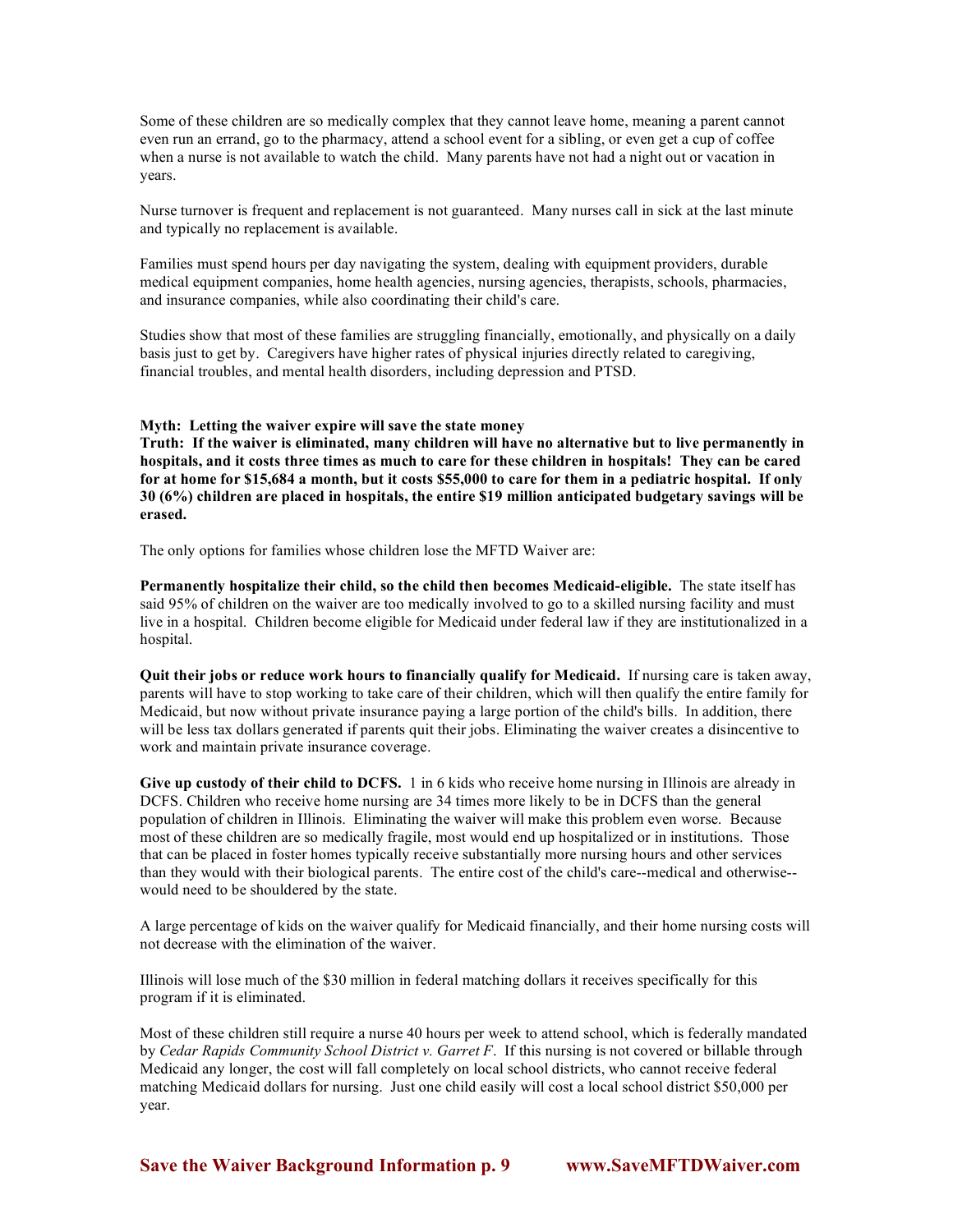Some of these children are so medically complex that they cannot leave home, meaning a parent cannot even run an errand, go to the pharmacy, attend a school event for a sibling, or even get a cup of coffee when a nurse is not available to watch the child. Many parents have not had a night out or vacation in years.

Nurse turnover is frequent and replacement is not guaranteed. Many nurses call in sick at the last minute and typically no replacement is available.

Families must spend hours per day navigating the system, dealing with equipment providers, durable medical equipment companies, home health agencies, nursing agencies, therapists, schools, pharmacies, and insurance companies, while also coordinating their child's care.

Studies show that most of these families are struggling financially, emotionally, and physically on a daily basis just to get by. Caregivers have higher rates of physical injuries directly related to caregiving, financial troubles, and mental health disorders, including depression and PTSD.

**Myth: Letting the waiver expire will save the state money**
**Truth: If the waiver is eliminated, many children will have no alternative but to live permanently in hospitals, and it costs three times as much to care for these children in hospitals! They can be cared for at home for $15,684 a month, but it costs $55,000 to care for them in a pediatric hospital. If only 30 (6%) children are placed in hospitals, the entire $19 million anticipated budgetary savings will be erased.**

The only options for families whose children lose the MFTD Waiver are:

**Permanently hospitalize their child, so the child then becomes Medicaid-eligible.** The state itself has said 95% of children on the waiver are too medically involved to go to a skilled nursing facility and must live in a hospital. Children become eligible for Medicaid under federal law if they are institutionalized in a hospital.

**Quit their jobs or reduce work hours to financially qualify for Medicaid.** If nursing care is taken away, parents will have to stop working to take care of their children, which will then qualify the entire family for Medicaid, but now without private insurance paying a large portion of the child's bills. In addition, there will be less tax dollars generated if parents quit their jobs. Eliminating the waiver creates a disincentive to work and maintain private insurance coverage.

**Give up custody of their child to DCFS.** 1 in 6 kids who receive home nursing in Illinois are already in DCFS. Children who receive home nursing are 34 times more likely to be in DCFS than the general population of children in Illinois. Eliminating the waiver will make this problem even worse. Because most of these children are so medically fragile, most would end up hospitalized or in institutions. Those that can be placed in foster homes typically receive substantially more nursing hours and other services than they would with their biological parents. The entire cost of the child's care--medical and otherwise--would need to be shouldered by the state.

A large percentage of kids on the waiver qualify for Medicaid financially, and their home nursing costs will not decrease with the elimination of the waiver.

Illinois will lose much of the $30 million in federal matching dollars it receives specifically for this program if it is eliminated.

Most of these children still require a nurse 40 hours per week to attend school, which is federally mandated by *Cedar Rapids Community School District v. Garret F*. If this nursing is not covered or billable through Medicaid any longer, the cost will fall completely on local school districts, who cannot receive federal matching Medicaid dollars for nursing. Just one child easily will cost a local school district $50,000 per year.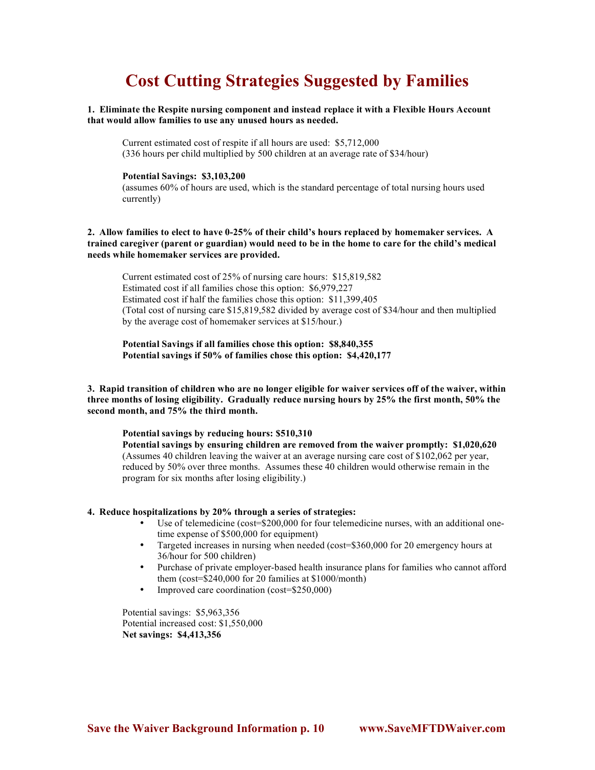# Cost Cutting Strategies Suggested by Families

**1. Eliminate the Respite nursing component and instead replace it with a Flexible Hours Account that would allow families to use any unused hours as needed.**

Current estimated cost of respite if all hours are used: $5,712,000
(336 hours per child multiplied by 500 children at an average rate of $34/hour)

**Potential Savings: $3,103,200**
(assumes 60% of hours are used, which is the standard percentage of total nursing hours used currently)

**2. Allow families to elect to have 0-25% of their child's hours replaced by homemaker services. A trained caregiver (parent or guardian) would need to be in the home to care for the child's medical needs while homemaker services are provided.**

Current estimated cost of 25% of nursing care hours: $15,819,582
Estimated cost if all families chose this option: $6,979,227
Estimated cost if half the families chose this option: $11,399,405
(Total cost of nursing care $15,819,582 divided by average cost of $34/hour and then multiplied by the average cost of homemaker services at $15/hour.)

**Potential Savings if all families chose this option: $8,840,355**
**Potential savings if 50% of families chose this option: $4,420,177**

**3. Rapid transition of children who are no longer eligible for waiver services off of the waiver, within three months of losing eligibility. Gradually reduce nursing hours by 25% the first month, 50% the second month, and 75% the third month.**

**Potential savings by reducing hours: $510,310**
**Potential savings by ensuring children are removed from the waiver promptly: $1,020,620**
(Assumes 40 children leaving the waiver at an average nursing care cost of $102,062 per year, reduced by 50% over three months. Assumes these 40 children would otherwise remain in the program for six months after losing eligibility.)

**4. Reduce hospitalizations by 20% through a series of strategies:**

- Use of telemedicine (cost=$200,000 for four telemedicine nurses, with an additional one-time expense of $500,000 for equipment)
- Targeted increases in nursing when needed (cost=$360,000 for 20 emergency hours at 36/hour for 500 children)
- Purchase of private employer-based health insurance plans for families who cannot afford them (cost=$240,000 for 20 families at $1000/month)
- Improved care coordination (cost=$250,000)

Potential savings: $5,963,356
Potential increased cost: $1,550,000
**Net savings: $4,413,356**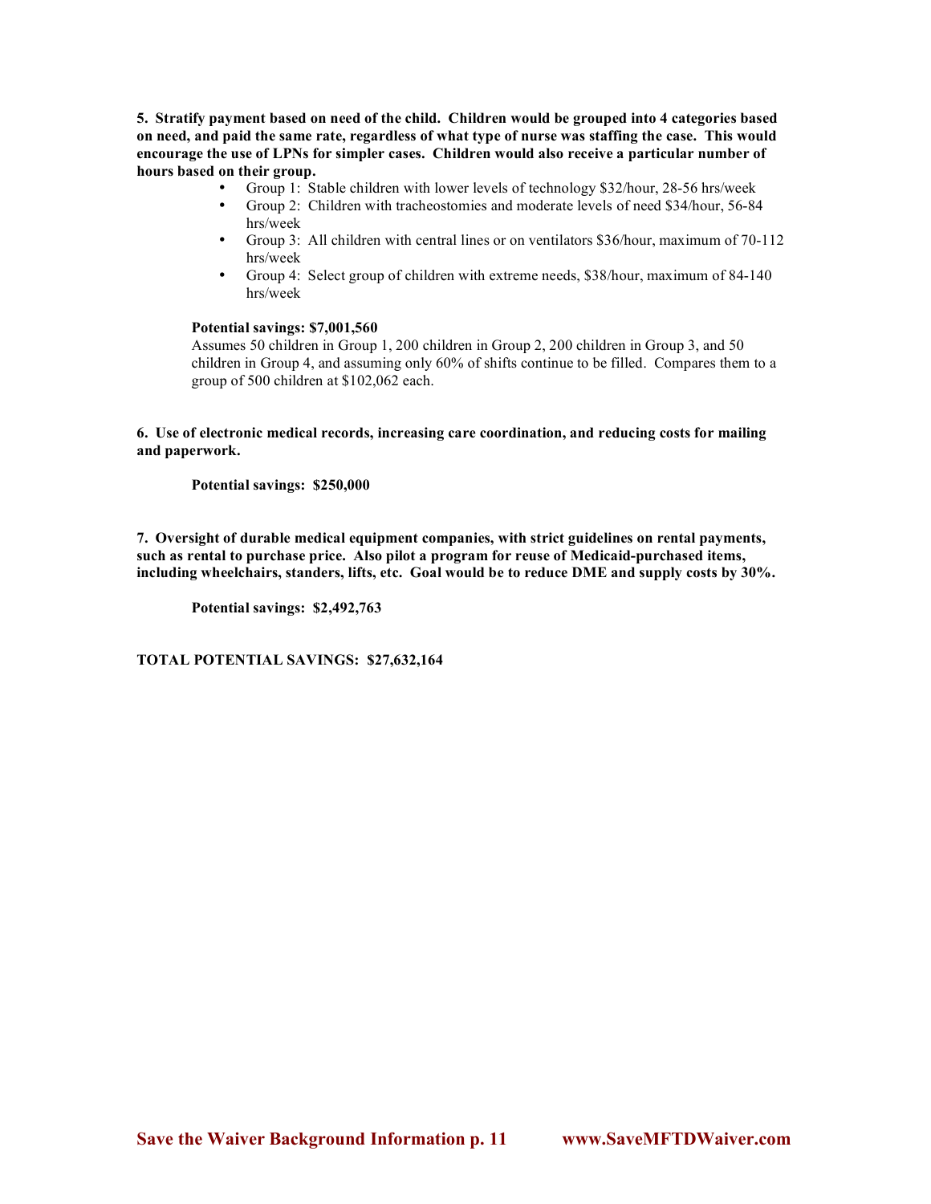**5. Stratify payment based on need of the child. Children would be grouped into 4 categories based on need, and paid the same rate, regardless of what type of nurse was staffing the case. This would encourage the use of LPNs for simpler cases. Children would also receive a particular number of hours based on their group.**

- Group 1: Stable children with lower levels of technology $32/hour, 28-56 hrs/week
- Group 2: Children with tracheostomies and moderate levels of need $34/hour, 56-84 hrs/week
- Group 3: All children with central lines or on ventilators $36/hour, maximum of 70-112 hrs/week
- Group 4: Select group of children with extreme needs, $38/hour, maximum of 84-140 hrs/week

**Potential savings: $7,001,560**

Assumes 50 children in Group 1, 200 children in Group 2, 200 children in Group 3, and 50 children in Group 4, and assuming only 60% of shifts continue to be filled. Compares them to a group of 500 children at $102,062 each.

**6. Use of electronic medical records, increasing care coordination, and reducing costs for mailing and paperwork.**

**Potential savings: $250,000**

**7. Oversight of durable medical equipment companies, with strict guidelines on rental payments, such as rental to purchase price. Also pilot a program for reuse of Medicaid-purchased items, including wheelchairs, standers, lifts, etc. Goal would be to reduce DME and supply costs by 30%.**

**Potential savings: $2,492,763**

**TOTAL POTENTIAL SAVINGS: $27,632,164**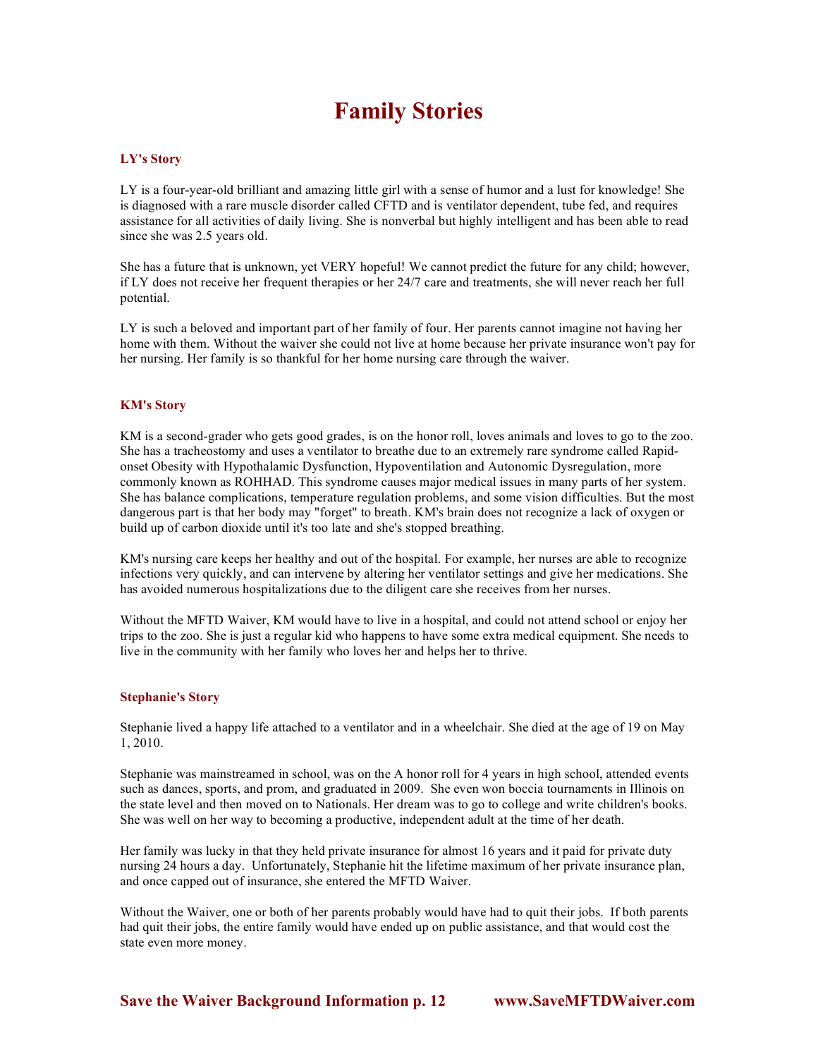# Family Stories

### LY's Story

LY is a four-year-old brilliant and amazing little girl with a sense of humor and a lust for knowledge! She is diagnosed with a rare muscle disorder called CFTD and is ventilator dependent, tube fed, and requires assistance for all activities of daily living. She is nonverbal but highly intelligent and has been able to read since she was 2.5 years old.

She has a future that is unknown, yet VERY hopeful! We cannot predict the future for any child; however, if LY does not receive her frequent therapies or her 24/7 care and treatments, she will never reach her full potential.

LY is such a beloved and important part of her family of four. Her parents cannot imagine not having her home with them. Without the waiver she could not live at home because her private insurance won't pay for her nursing. Her family is so thankful for her home nursing care through the waiver.

### KM's Story

KM is a second-grader who gets good grades, is on the honor roll, loves animals and loves to go to the zoo. She has a tracheostomy and uses a ventilator to breathe due to an extremely rare syndrome called Rapid-onset Obesity with Hypothalamic Dysfunction, Hypoventilation and Autonomic Dysregulation, more commonly known as ROHHAD. This syndrome causes major medical issues in many parts of her system. She has balance complications, temperature regulation problems, and some vision difficulties. But the most dangerous part is that her body may "forget" to breath. KM's brain does not recognize a lack of oxygen or build up of carbon dioxide until it's too late and she's stopped breathing.

KM's nursing care keeps her healthy and out of the hospital. For example, her nurses are able to recognize infections very quickly, and can intervene by altering her ventilator settings and give her medications. She has avoided numerous hospitalizations due to the diligent care she receives from her nurses.

Without the MFTD Waiver, KM would have to live in a hospital, and could not attend school or enjoy her trips to the zoo. She is just a regular kid who happens to have some extra medical equipment. She needs to live in the community with her family who loves her and helps her to thrive.

### Stephanie's Story

Stephanie lived a happy life attached to a ventilator and in a wheelchair. She died at the age of 19 on May 1, 2010.

Stephanie was mainstreamed in school, was on the A honor roll for 4 years in high school, attended events such as dances, sports, and prom, and graduated in 2009. She even won boccia tournaments in Illinois on the state level and then moved on to Nationals. Her dream was to go to college and write children's books. She was well on her way to becoming a productive, independent adult at the time of her death.

Her family was lucky in that they held private insurance for almost 16 years and it paid for private duty nursing 24 hours a day. Unfortunately, Stephanie hit the lifetime maximum of her private insurance plan, and once capped out of insurance, she entered the MFTD Waiver.

Without the Waiver, one or both of her parents probably would have had to quit their jobs. If both parents had quit their jobs, the entire family would have ended up on public assistance, and that would cost the state even more money.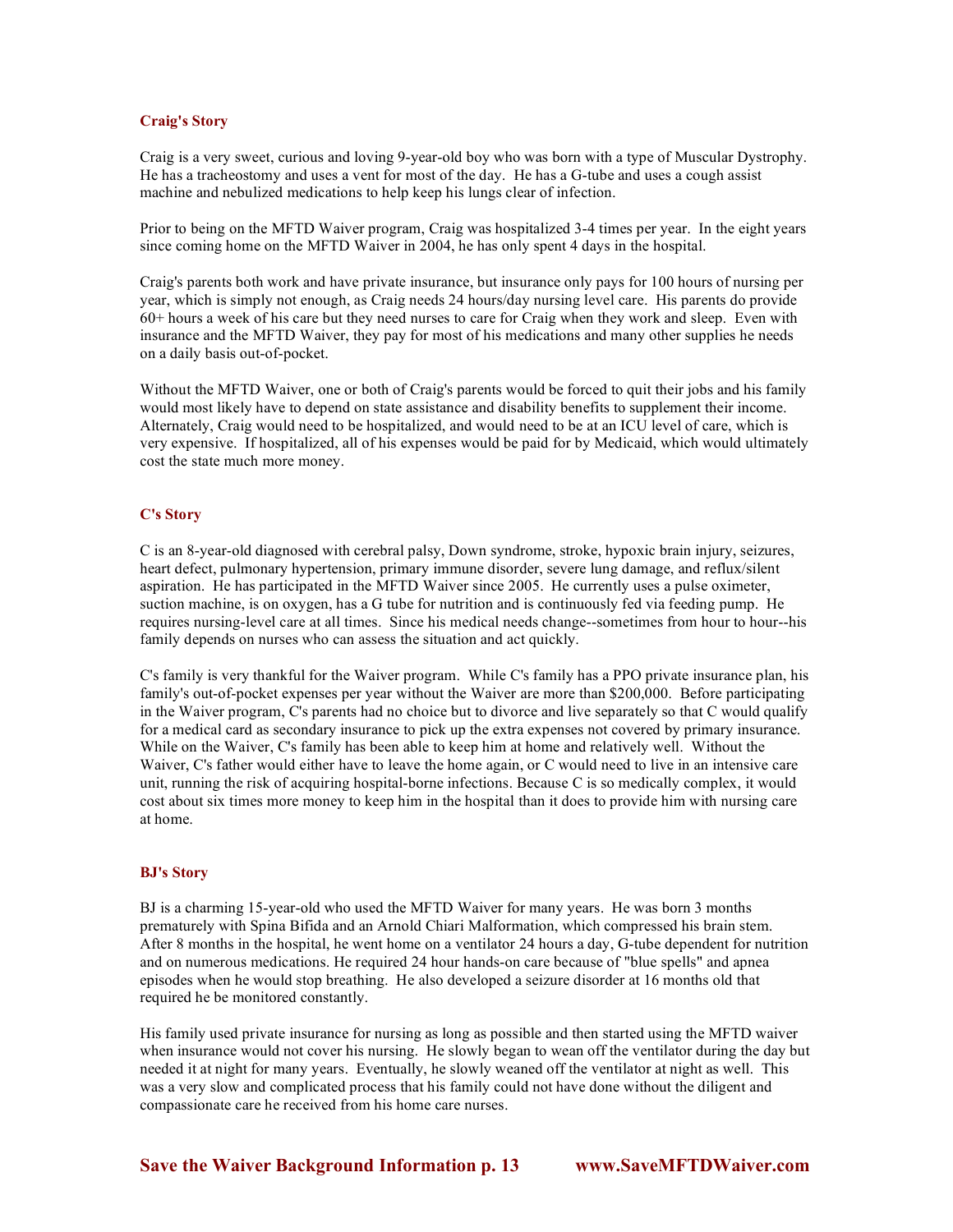### Craig's Story

Craig is a very sweet, curious and loving 9-year-old boy who was born with a type of Muscular Dystrophy. He has a tracheostomy and uses a vent for most of the day. He has a G-tube and uses a cough assist machine and nebulized medications to help keep his lungs clear of infection.

Prior to being on the MFTD Waiver program, Craig was hospitalized 3-4 times per year. In the eight years since coming home on the MFTD Waiver in 2004, he has only spent 4 days in the hospital.

Craig's parents both work and have private insurance, but insurance only pays for 100 hours of nursing per year, which is simply not enough, as Craig needs 24 hours/day nursing level care. His parents do provide 60+ hours a week of his care but they need nurses to care for Craig when they work and sleep. Even with insurance and the MFTD Waiver, they pay for most of his medications and many other supplies he needs on a daily basis out-of-pocket.

Without the MFTD Waiver, one or both of Craig's parents would be forced to quit their jobs and his family would most likely have to depend on state assistance and disability benefits to supplement their income. Alternately, Craig would need to be hospitalized, and would need to be at an ICU level of care, which is very expensive. If hospitalized, all of his expenses would be paid for by Medicaid, which would ultimately cost the state much more money.

### C's Story

C is an 8-year-old diagnosed with cerebral palsy, Down syndrome, stroke, hypoxic brain injury, seizures, heart defect, pulmonary hypertension, primary immune disorder, severe lung damage, and reflux/silent aspiration. He has participated in the MFTD Waiver since 2005. He currently uses a pulse oximeter, suction machine, is on oxygen, has a G tube for nutrition and is continuously fed via feeding pump. He requires nursing-level care at all times. Since his medical needs change--sometimes from hour to hour--his family depends on nurses who can assess the situation and act quickly.

C's family is very thankful for the Waiver program. While C's family has a PPO private insurance plan, his family's out-of-pocket expenses per year without the Waiver are more than $200,000. Before participating in the Waiver program, C's parents had no choice but to divorce and live separately so that C would qualify for a medical card as secondary insurance to pick up the extra expenses not covered by primary insurance. While on the Waiver, C's family has been able to keep him at home and relatively well. Without the Waiver, C's father would either have to leave the home again, or C would need to live in an intensive care unit, running the risk of acquiring hospital-borne infections. Because C is so medically complex, it would cost about six times more money to keep him in the hospital than it does to provide him with nursing care at home.

### BJ's Story

BJ is a charming 15-year-old who used the MFTD Waiver for many years. He was born 3 months prematurely with Spina Bifida and an Arnold Chiari Malformation, which compressed his brain stem. After 8 months in the hospital, he went home on a ventilator 24 hours a day, G-tube dependent for nutrition and on numerous medications. He required 24 hour hands-on care because of "blue spells" and apnea episodes when he would stop breathing. He also developed a seizure disorder at 16 months old that required he be monitored constantly.

His family used private insurance for nursing as long as possible and then started using the MFTD waiver when insurance would not cover his nursing. He slowly began to wean off the ventilator during the day but needed it at night for many years. Eventually, he slowly weaned off the ventilator at night as well. This was a very slow and complicated process that his family could not have done without the diligent and compassionate care he received from his home care nurses.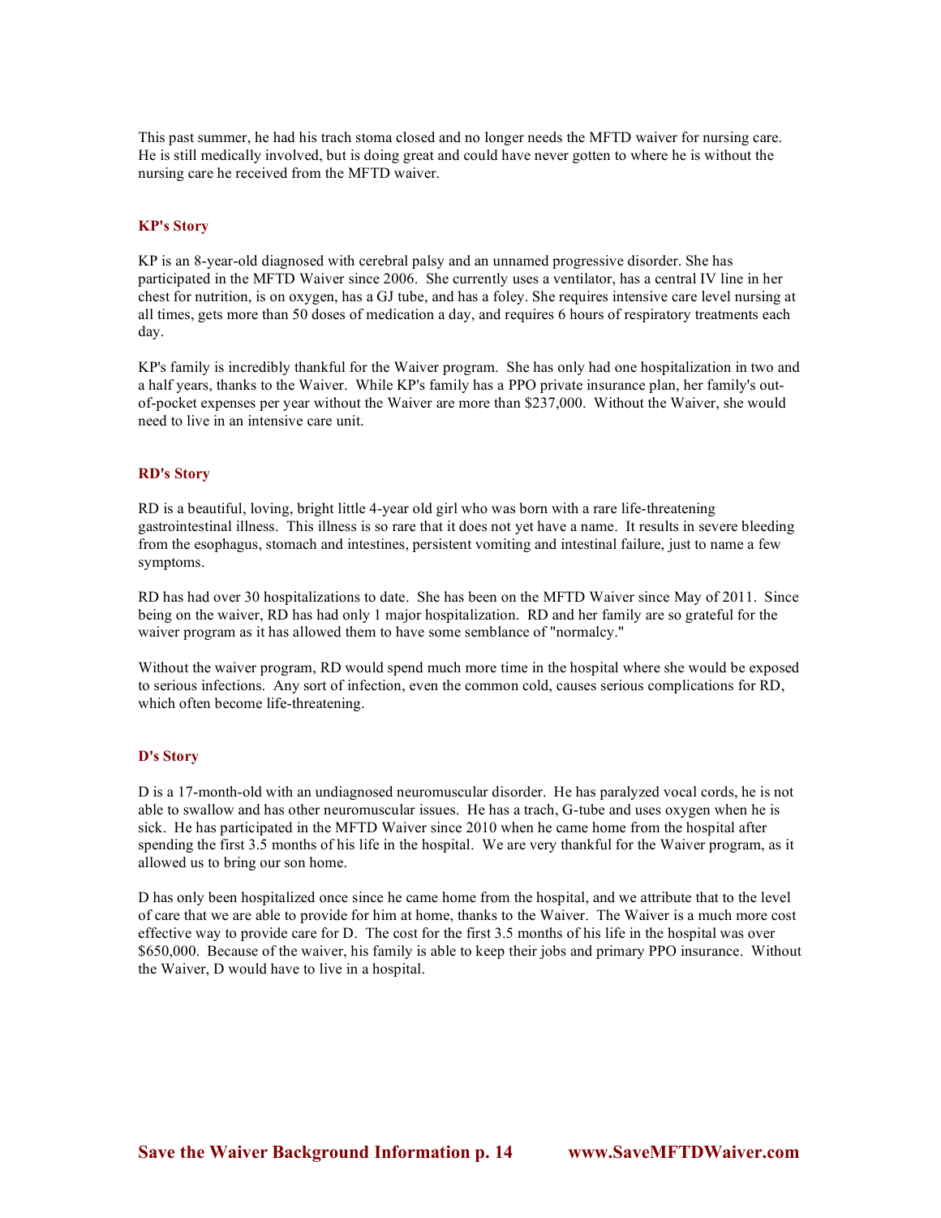This past summer, he had his trach stoma closed and no longer needs the MFTD waiver for nursing care. He is still medically involved, but is doing great and could have never gotten to where he is without the nursing care he received from the MFTD waiver.

### KP's Story

KP is an 8-year-old diagnosed with cerebral palsy and an unnamed progressive disorder. She has participated in the MFTD Waiver since 2006. She currently uses a ventilator, has a central IV line in her chest for nutrition, is on oxygen, has a GJ tube, and has a foley. She requires intensive care level nursing at all times, gets more than 50 doses of medication a day, and requires 6 hours of respiratory treatments each day.

KP's family is incredibly thankful for the Waiver program. She has only had one hospitalization in two and a half years, thanks to the Waiver. While KP's family has a PPO private insurance plan, her family's out-of-pocket expenses per year without the Waiver are more than $237,000. Without the Waiver, she would need to live in an intensive care unit.

### RD's Story

RD is a beautiful, loving, bright little 4-year old girl who was born with a rare life-threatening gastrointestinal illness. This illness is so rare that it does not yet have a name. It results in severe bleeding from the esophagus, stomach and intestines, persistent vomiting and intestinal failure, just to name a few symptoms.

RD has had over 30 hospitalizations to date. She has been on the MFTD Waiver since May of 2011. Since being on the waiver, RD has had only 1 major hospitalization. RD and her family are so grateful for the waiver program as it has allowed them to have some semblance of "normalcy."

Without the waiver program, RD would spend much more time in the hospital where she would be exposed to serious infections. Any sort of infection, even the common cold, causes serious complications for RD, which often become life-threatening.

### D's Story

D is a 17-month-old with an undiagnosed neuromuscular disorder. He has paralyzed vocal cords, he is not able to swallow and has other neuromuscular issues. He has a trach, G-tube and uses oxygen when he is sick. He has participated in the MFTD Waiver since 2010 when he came home from the hospital after spending the first 3.5 months of his life in the hospital. We are very thankful for the Waiver program, as it allowed us to bring our son home.

D has only been hospitalized once since he came home from the hospital, and we attribute that to the level of care that we are able to provide for him at home, thanks to the Waiver. The Waiver is a much more cost effective way to provide care for D. The cost for the first 3.5 months of his life in the hospital was over $650,000. Because of the waiver, his family is able to keep their jobs and primary PPO insurance. Without the Waiver, D would have to live in a hospital.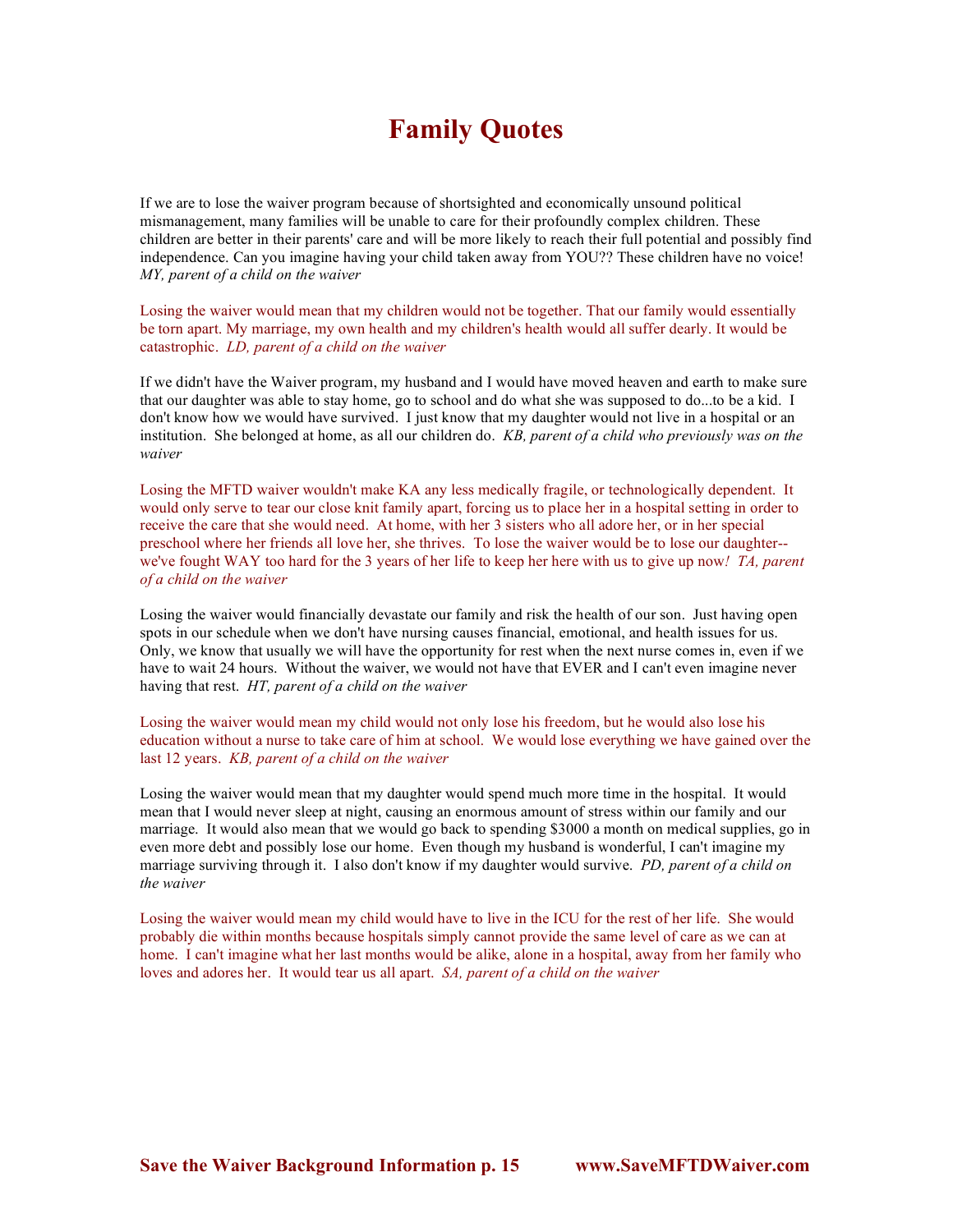# Family Quotes

If we are to lose the waiver program because of shortsighted and economically unsound political mismanagement, many families will be unable to care for their profoundly complex children. These children are better in their parents' care and will be more likely to reach their full potential and possibly find independence. Can you imagine having your child taken away from YOU?? These children have no voice! *MY, parent of a child on the waiver*

Losing the waiver would mean that my children would not be together. That our family would essentially be torn apart. My marriage, my own health and my children's health would all suffer dearly. It would be catastrophic. *LD, parent of a child on the waiver*

If we didn't have the Waiver program, my husband and I would have moved heaven and earth to make sure that our daughter was able to stay home, go to school and do what she was supposed to do...to be a kid. I don't know how we would have survived. I just know that my daughter would not live in a hospital or an institution. She belonged at home, as all our children do. *KB, parent of a child who previously was on the waiver*

Losing the MFTD waiver wouldn't make KA any less medically fragile, or technologically dependent. It would only serve to tear our close knit family apart, forcing us to place her in a hospital setting in order to receive the care that she would need. At home, with her 3 sisters who all adore her, or in her special preschool where her friends all love her, she thrives. To lose the waiver would be to lose our daughter--we've fought WAY too hard for the 3 years of her life to keep her here with us to give up now*! TA, parent of a child on the waiver*

Losing the waiver would financially devastate our family and risk the health of our son. Just having open spots in our schedule when we don't have nursing causes financial, emotional, and health issues for us. Only, we know that usually we will have the opportunity for rest when the next nurse comes in, even if we have to wait 24 hours. Without the waiver, we would not have that EVER and I can't even imagine never having that rest. *HT, parent of a child on the waiver*

Losing the waiver would mean my child would not only lose his freedom, but he would also lose his education without a nurse to take care of him at school. We would lose everything we have gained over the last 12 years. *KB, parent of a child on the waiver*

Losing the waiver would mean that my daughter would spend much more time in the hospital. It would mean that I would never sleep at night, causing an enormous amount of stress within our family and our marriage. It would also mean that we would go back to spending $3000 a month on medical supplies, go in even more debt and possibly lose our home. Even though my husband is wonderful, I can't imagine my marriage surviving through it. I also don't know if my daughter would survive. *PD, parent of a child on the waiver*

Losing the waiver would mean my child would have to live in the ICU for the rest of her life. She would probably die within months because hospitals simply cannot provide the same level of care as we can at home. I can't imagine what her last months would be alike, alone in a hospital, away from her family who loves and adores her. It would tear us all apart. *SA, parent of a child on the waiver*